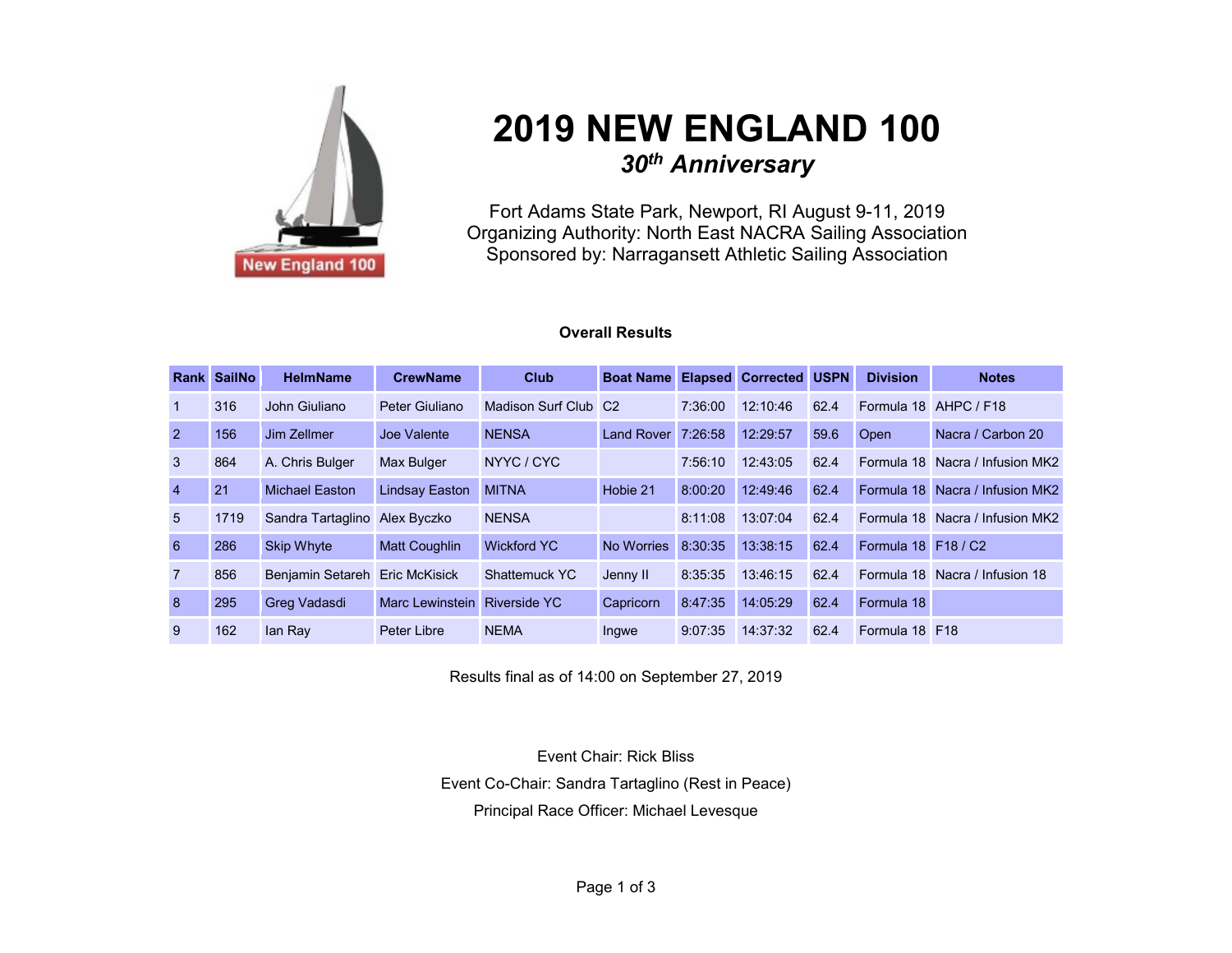# 2019 NEW ENGLAND 100

## *30th Anniversary*

Fort Adams State Park, Newport, RI August 9-11, 2019
Organizing Authority: North East NACRA Sailing Association
Sponsored by: Narragansett Athletic Sailing Association

**Overall Results**

| Rank | SailNo | HelmName | CrewName | Club | Boat Name | Elapsed | Corrected | USPN | Division | Notes |
|---|---|---|---|---|---|---|---|---|---|---|
| 1 | 316 | John Giuliano | Peter Giuliano | Madison Surf Club | C2 | 7:36:00 | 12:10:46 | 62.4 | Formula 18 | AHPC / F18 |
| 2 | 156 | Jim Zellmer | Joe Valente | NENSA | Land Rover | 7:26:58 | 12:29:57 | 59.6 | Open | Nacra / Carbon 20 |
| 3 | 864 | A. Chris Bulger | Max Bulger | NYYC / CYC | | 7:56:10 | 12:43:05 | 62.4 | Formula 18 | Nacra / Infusion MK2 |
| 4 | 21 | Michael Easton | Lindsay Easton | MITNA | Hobie 21 | 8:00:20 | 12:49:46 | 62.4 | Formula 18 | Nacra / Infusion MK2 |
| 5 | 1719 | Sandra Tartaglino | Alex Byczko | NENSA | | 8:11:08 | 13:07:04 | 62.4 | Formula 18 | Nacra / Infusion MK2 |
| 6 | 286 | Skip Whyte | Matt Coughlin | Wickford YC | No Worries | 8:30:35 | 13:38:15 | 62.4 | Formula 18 | F18 / C2 |
| 7 | 856 | Benjamin Setareh | Eric McKisick | Shattemuck YC | Jenny II | 8:35:35 | 13:46:15 | 62.4 | Formula 18 | Nacra / Infusion 18 |
| 8 | 295 | Greg Vadasdi | Marc Lewinstein | Riverside YC | Capricorn | 8:47:35 | 14:05:29 | 62.4 | Formula 18 | |
| 9 | 162 | Ian Ray | Peter Libre | NEMA | Ingwe | 9:07:35 | 14:37:32 | 62.4 | Formula 18 | F18 |

Results final as of 14:00 on September 27, 2019

Event Chair: Rick Bliss

Event Co-Chair: Sandra Tartaglino (Rest in Peace)

Principal Race Officer: Michael Levesque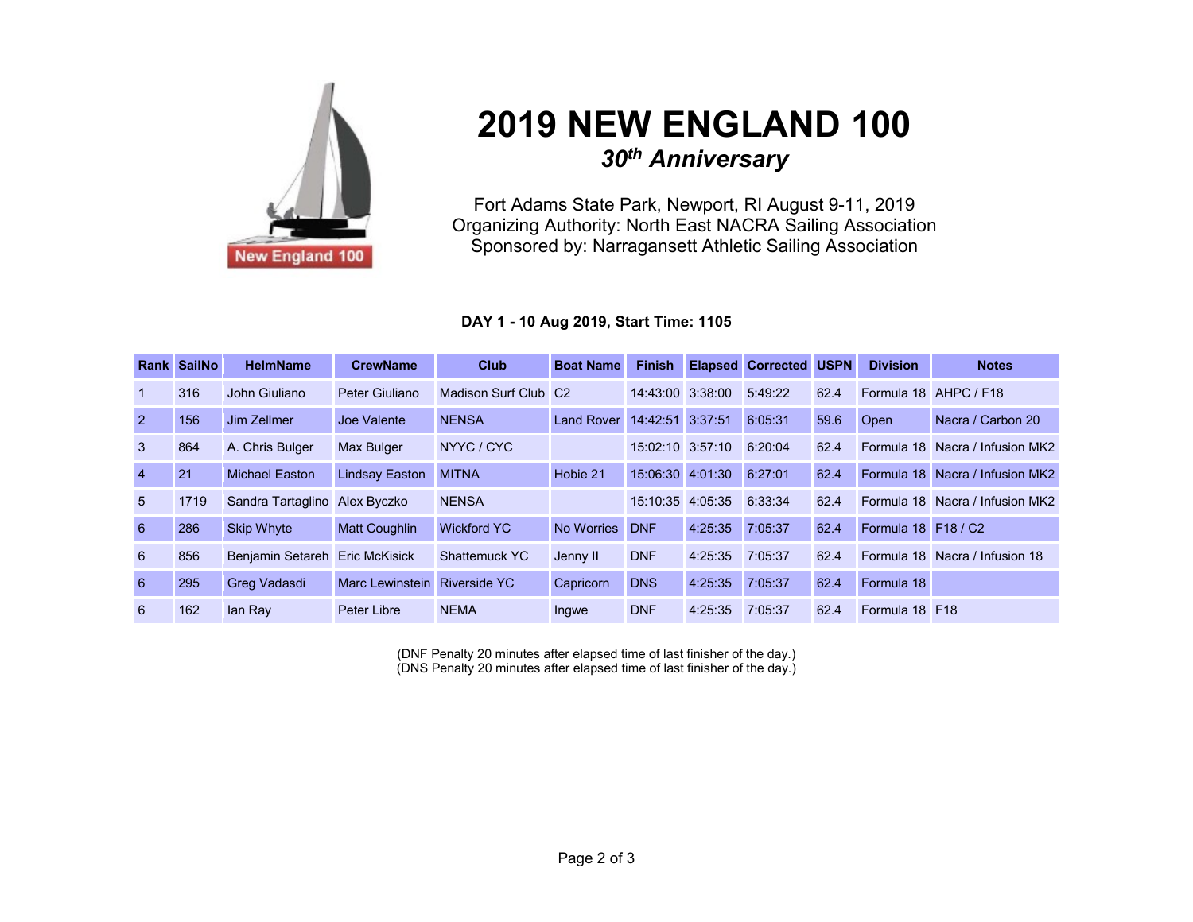# 2019 NEW ENGLAND 100

## *30th Anniversary*

Fort Adams State Park, Newport, RI August 9-11, 2019
Organizing Authority: North East NACRA Sailing Association
Sponsored by: Narragansett Athletic Sailing Association

**DAY 1 - 10 Aug 2019, Start Time: 1105**

| Rank | SailNo | HelmName | CrewName | Club | Boat Name | Finish | Elapsed | Corrected | USPN | Division | Notes |
|---|---|---|---|---|---|---|---|---|---|---|---|
| 1 | 316 | John Giuliano | Peter Giuliano | Madison Surf Club | C2 | 14:43:00 | 3:38:00 | 5:49:22 | 62.4 | Formula 18 | AHPC / F18 |
| 2 | 156 | Jim Zellmer | Joe Valente | NENSA | Land Rover | 14:42:51 | 3:37:51 | 6:05:31 | 59.6 | Open | Nacra / Carbon 20 |
| 3 | 864 | A. Chris Bulger | Max Bulger | NYYC / CYC | | 15:02:10 | 3:57:10 | 6:20:04 | 62.4 | Formula 18 | Nacra / Infusion MK2 |
| 4 | 21 | Michael Easton | Lindsay Easton | MITNA | Hobie 21 | 15:06:30 | 4:01:30 | 6:27:01 | 62.4 | Formula 18 | Nacra / Infusion MK2 |
| 5 | 1719 | Sandra Tartaglino | Alex Byczko | NENSA | | 15:10:35 | 4:05:35 | 6:33:34 | 62.4 | Formula 18 | Nacra / Infusion MK2 |
| 6 | 286 | Skip Whyte | Matt Coughlin | Wickford YC | No Worries | DNF | 4:25:35 | 7:05:37 | 62.4 | Formula 18 | F18 / C2 |
| 6 | 856 | Benjamin Setareh | Eric McKisick | Shattemuck YC | Jenny II | DNF | 4:25:35 | 7:05:37 | 62.4 | Formula 18 | Nacra / Infusion 18 |
| 6 | 295 | Greg Vadasdi | Marc Lewinstein | Riverside YC | Capricorn | DNS | 4:25:35 | 7:05:37 | 62.4 | Formula 18 | |
| 6 | 162 | Ian Ray | Peter Libre | NEMA | Ingwe | DNF | 4:25:35 | 7:05:37 | 62.4 | Formula 18 | F18 |

(DNF Penalty 20 minutes after elapsed time of last finisher of the day.)
(DNS Penalty 20 minutes after elapsed time of last finisher of the day.)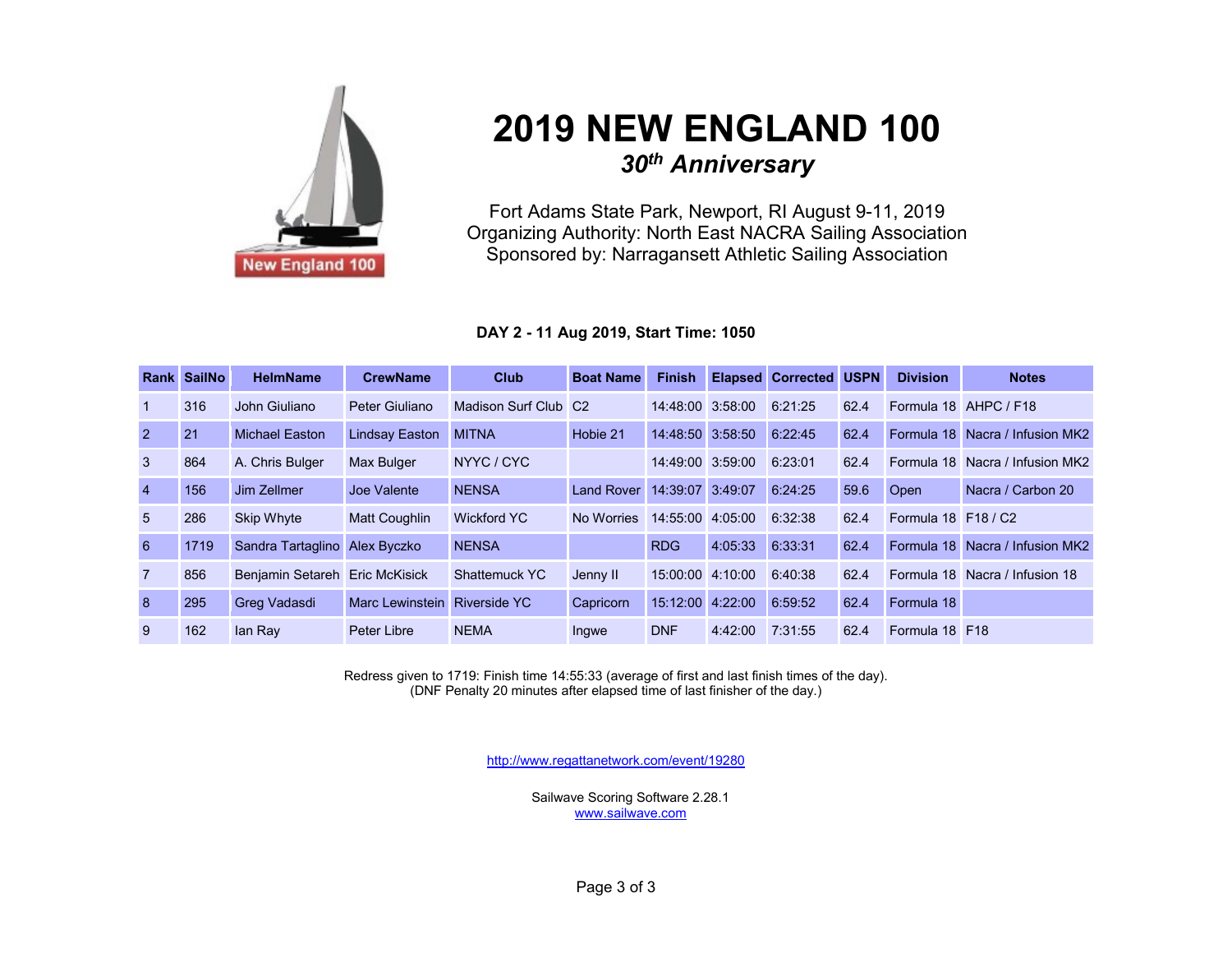# 2019 NEW ENGLAND 100

### *30th Anniversary*

Fort Adams State Park, Newport, RI August 9-11, 2019
Organizing Authority: North East NACRA Sailing Association
Sponsored by: Narragansett Athletic Sailing Association

**DAY 2 - 11 Aug 2019, Start Time: 1050**

| Rank | SailNo | HelmName | CrewName | Club | Boat Name | Finish | Elapsed | Corrected | USPN | Division | Notes |
|---|---|---|---|---|---|---|---|---|---|---|---|
| 1 | 316 | John Giuliano | Peter Giuliano | Madison Surf Club | C2 | 14:48:00 | 3:58:00 | 6:21:25 | 62.4 | Formula 18 | AHPC / F18 |
| 2 | 21 | Michael Easton | Lindsay Easton | MITNA | Hobie 21 | 14:48:50 | 3:58:50 | 6:22:45 | 62.4 | Formula 18 | Nacra / Infusion MK2 |
| 3 | 864 | A. Chris Bulger | Max Bulger | NYYC / CYC | | 14:49:00 | 3:59:00 | 6:23:01 | 62.4 | Formula 18 | Nacra / Infusion MK2 |
| 4 | 156 | Jim Zellmer | Joe Valente | NENSA | Land Rover | 14:39:07 | 3:49:07 | 6:24:25 | 59.6 | Open | Nacra / Carbon 20 |
| 5 | 286 | Skip Whyte | Matt Coughlin | Wickford YC | No Worries | 14:55:00 | 4:05:00 | 6:32:38 | 62.4 | Formula 18 | F18 / C2 |
| 6 | 1719 | Sandra Tartaglino | Alex Byczko | NENSA | | RDG | 4:05:33 | 6:33:31 | 62.4 | Formula 18 | Nacra / Infusion MK2 |
| 7 | 856 | Benjamin Setareh | Eric McKisick | Shattemuck YC | Jenny II | 15:00:00 | 4:10:00 | 6:40:38 | 62.4 | Formula 18 | Nacra / Infusion 18 |
| 8 | 295 | Greg Vadasdi | Marc Lewinstein | Riverside YC | Capricorn | 15:12:00 | 4:22:00 | 6:59:52 | 62.4 | Formula 18 | |
| 9 | 162 | Ian Ray | Peter Libre | NEMA | Ingwe | DNF | 4:42:00 | 7:31:55 | 62.4 | Formula 18 | F18 |

Redress given to 1719: Finish time 14:55:33 (average of first and last finish times of the day).
(DNF Penalty 20 minutes after elapsed time of last finisher of the day.)

http://www.regattanetwork.com/event/19280

Sailwave Scoring Software 2.28.1
www.sailwave.com